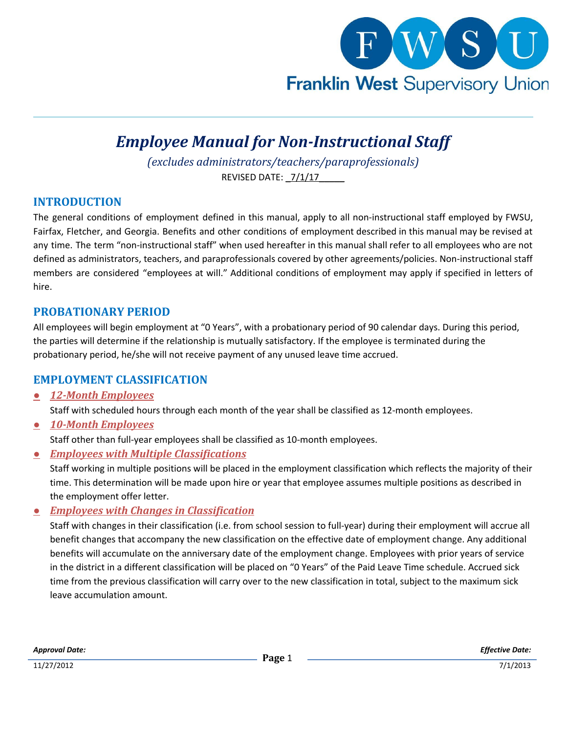Franklin West Supervisory Union

# *Employee Manual for Non-Instructional Staff*

*(excludes administrators/teachers/paraprofessionals)*

REVISED DATE: _7/1/17_____

## INTRODUCTION

The general conditions of employment defined in this manual, apply to all non-instructional staff employed by FWSU, Fairfax, Fletcher, and Georgia. Benefits and other conditions of employment described in this manual may be revised at any time. The term "non-instructional staff" when used hereafter in this manual shall refer to all employees who are not defined as administrators, teachers, and paraprofessionals covered by other agreements/policies. Non-instructional staff members are considered "employees at will." Additional conditions of employment may apply if specified in letters of hire.

## PROBATIONARY PERIOD

All employees will begin employment at "0 Years", with a probationary period of 90 calendar days. During this period, the parties will determine if the relationship is mutually satisfactory. If the employee is terminated during the probationary period, he/she will not receive payment of any unused leave time accrued.

## EMPLOYMENT CLASSIFICATION

- ***12-Month Employees***

  Staff with scheduled hours through each month of the year shall be classified as 12-month employees.

- ***10-Month Employees***

  Staff other than full-year employees shall be classified as 10-month employees.

- ***Employees with Multiple Classifications***

  Staff working in multiple positions will be placed in the employment classification which reflects the majority of their time. This determination will be made upon hire or year that employee assumes multiple positions as described in the employment offer letter.

- ***Employees with Changes in Classification***

  Staff with changes in their classification (i.e. from school session to full-year) during their employment will accrue all benefit changes that accompany the new classification on the effective date of employment change. Any additional benefits will accumulate on the anniversary date of the employment change. Employees with prior years of service in the district in a different classification will be placed on "0 Years" of the Paid Leave Time schedule. Accrued sick time from the previous classification will carry over to the new classification in total, subject to the maximum sick leave accumulation amount.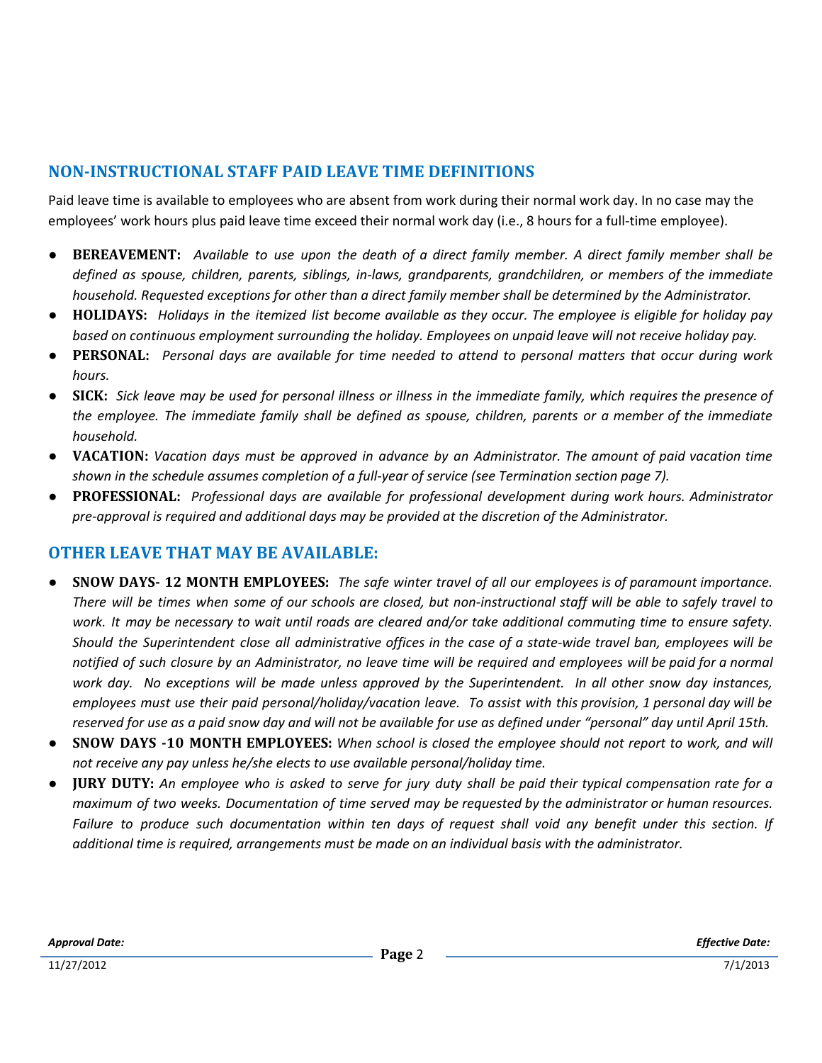## NON-INSTRUCTIONAL STAFF PAID LEAVE TIME DEFINITIONS

Paid leave time is available to employees who are absent from work during their normal work day. In no case may the employees' work hours plus paid leave time exceed their normal work day (i.e., 8 hours for a full-time employee).

- **BEREAVEMENT:** *Available to use upon the death of a direct family member. A direct family member shall be defined as spouse, children, parents, siblings, in-laws, grandparents, grandchildren, or members of the immediate household. Requested exceptions for other than a direct family member shall be determined by the Administrator.*
- **HOLIDAYS:** *Holidays in the itemized list become available as they occur. The employee is eligible for holiday pay based on continuous employment surrounding the holiday. Employees on unpaid leave will not receive holiday pay.*
- **PERSONAL:** *Personal days are available for time needed to attend to personal matters that occur during work hours.*
- **SICK:** *Sick leave may be used for personal illness or illness in the immediate family, which requires the presence of the employee. The immediate family shall be defined as spouse, children, parents or a member of the immediate household.*
- **VACATION:** *Vacation days must be approved in advance by an Administrator. The amount of paid vacation time shown in the schedule assumes completion of a full-year of service (see Termination section page 7).*
- **PROFESSIONAL:** *Professional days are available for professional development during work hours. Administrator pre-approval is required and additional days may be provided at the discretion of the Administrator.*

## OTHER LEAVE THAT MAY BE AVAILABLE:

- **SNOW DAYS- 12 MONTH EMPLOYEES:** *The safe winter travel of all our employees is of paramount importance. There will be times when some of our schools are closed, but non-instructional staff will be able to safely travel to work. It may be necessary to wait until roads are cleared and/or take additional commuting time to ensure safety. Should the Superintendent close all administrative offices in the case of a state-wide travel ban, employees will be notified of such closure by an Administrator, no leave time will be required and employees will be paid for a normal work day. No exceptions will be made unless approved by the Superintendent. In all other snow day instances, employees must use their paid personal/holiday/vacation leave. To assist with this provision, 1 personal day will be reserved for use as a paid snow day and will not be available for use as defined under "personal" day until April 15th.*
- **SNOW DAYS -10 MONTH EMPLOYEES:** *When school is closed the employee should not report to work, and will not receive any pay unless he/she elects to use available personal/holiday time.*
- **JURY DUTY:** *An employee who is asked to serve for jury duty shall be paid their typical compensation rate for a maximum of two weeks. Documentation of time served may be requested by the administrator or human resources. Failure to produce such documentation within ten days of request shall void any benefit under this section. If additional time is required, arrangements must be made on an individual basis with the administrator.*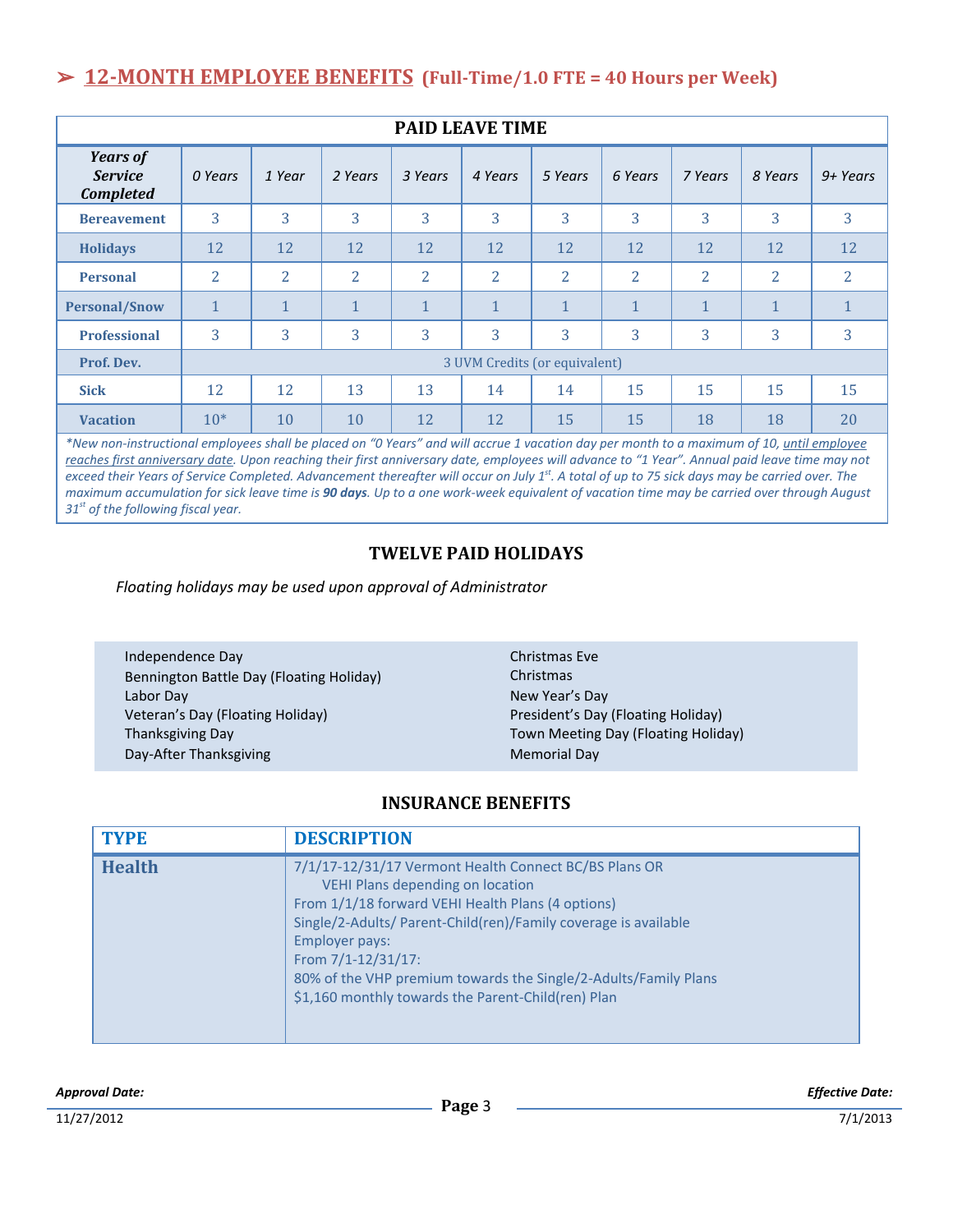## ➢ 12-MONTH EMPLOYEE BENEFITS (Full-Time/1.0 FTE = 40 Hours per Week)

### PAID LEAVE TIME

| *Years of Service Completed* | *0 Years* | *1 Year* | *2 Years* | *3 Years* | *4 Years* | *5 Years* | *6 Years* | *7 Years* | *8 Years* | *9+ Years* |
|---|---|---|---|---|---|---|---|---|---|---|
| **Bereavement** | 3 | 3 | 3 | 3 | 3 | 3 | 3 | 3 | 3 | 3 |
| **Holidays** | 12 | 12 | 12 | 12 | 12 | 12 | 12 | 12 | 12 | 12 |
| **Personal** | 2 | 2 | 2 | 2 | 2 | 2 | 2 | 2 | 2 | 2 |
| **Personal/Snow** | 1 | 1 | 1 | 1 | 1 | 1 | 1 | 1 | 1 | 1 |
| **Professional** | 3 | 3 | 3 | 3 | 3 | 3 | 3 | 3 | 3 | 3 |
| **Prof. Dev.** | 3 UVM Credits (or equivalent) | | | | | | | | | |
| **Sick** | 12 | 12 | 13 | 13 | 14 | 14 | 15 | 15 | 15 | 15 |
| **Vacation** | 10* | 10 | 10 | 12 | 12 | 15 | 15 | 18 | 18 | 20 |

*\*New non-instructional employees shall be placed on "0 Years" and will accrue 1 vacation day per month to a maximum of 10, <u>until employee reaches first anniversary date</u>. Upon reaching their first anniversary date, employees will advance to "1 Year". Annual paid leave time may not exceed their Years of Service Completed. Advancement thereafter will occur on July 1st. A total of up to 75 sick days may be carried over. The maximum accumulation for sick leave time is **90 days**. Up to a one work-week equivalent of vacation time may be carried over through August 31st of the following fiscal year.*

### TWELVE PAID HOLIDAYS

*Floating holidays may be used upon approval of Administrator*

- Independence Day
- Bennington Battle Day (Floating Holiday)
- Labor Day
- Veteran's Day (Floating Holiday)
- Thanksgiving Day
- Day-After Thanksgiving
- Christmas Eve
- Christmas
- New Year's Day
- President's Day (Floating Holiday)
- Town Meeting Day (Floating Holiday)
- Memorial Day

### INSURANCE BENEFITS

| TYPE | DESCRIPTION |
|---|---|
| **Health** | 7/1/17-12/31/17 Vermont Health Connect BC/BS Plans OR VEHI Plans depending on location<br>From 1/1/18 forward VEHI Health Plans (4 options)<br>Single/2-Adults/ Parent-Child(ren)/Family coverage is available<br>Employer pays:<br>From 7/1-12/31/17:<br>80% of the VHP premium towards the Single/2-Adults/Family Plans<br>$1,160 monthly towards the Parent-Child(ren) Plan |

*Approval Date:* 11/27/2012

*Effective Date:* 7/1/2013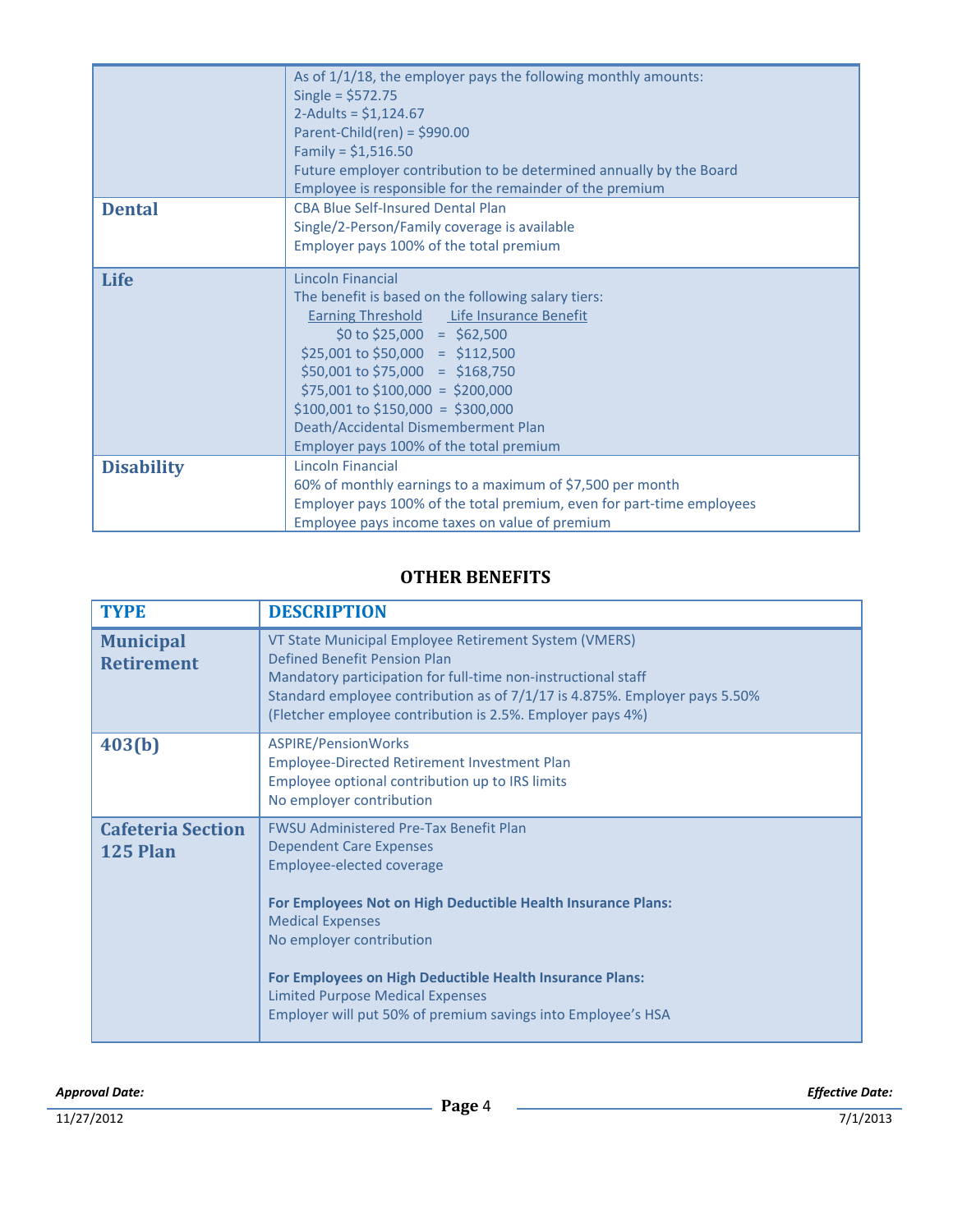| | |
|---|---|
| | As of 1/1/18, the employer pays the following monthly amounts:<br>Single = $572.75<br>2-Adults = $1,124.67<br>Parent-Child(ren) = $990.00<br>Family = $1,516.50<br>Future employer contribution to be determined annually by the Board<br>Employee is responsible for the remainder of the premium |
| **Dental** | CBA Blue Self-Insured Dental Plan<br>Single/2-Person/Family coverage is available<br>Employer pays 100% of the total premium |
| **Life** | Lincoln Financial<br>The benefit is based on the following salary tiers:<br>Earning Threshold / Life Insurance Benefit<br>$0 to $25,000 = $62,500<br>$25,001 to $50,000 = $112,500<br>$50,001 to $75,000 = $168,750<br>$75,001 to $100,000 = $200,000<br>$100,001 to $150,000 = $300,000<br>Death/Accidental Dismemberment Plan<br>Employer pays 100% of the total premium |
| **Disability** | Lincoln Financial<br>60% of monthly earnings to a maximum of $7,500 per month<br>Employer pays 100% of the total premium, even for part-time employees<br>Employee pays income taxes on value of premium |

## OTHER BENEFITS

| TYPE | DESCRIPTION |
|---|---|
| **Municipal Retirement** | VT State Municipal Employee Retirement System (VMERS)<br>Defined Benefit Pension Plan<br>Mandatory participation for full-time non-instructional staff<br>Standard employee contribution as of 7/1/17 is 4.875%. Employer pays 5.50%<br>(Fletcher employee contribution is 2.5%. Employer pays 4%) |
| **403(b)** | ASPIRE/PensionWorks<br>Employee-Directed Retirement Investment Plan<br>Employee optional contribution up to IRS limits<br>No employer contribution |
| **Cafeteria Section 125 Plan** | FWSU Administered Pre-Tax Benefit Plan<br>Dependent Care Expenses<br>Employee-elected coverage<br><br>**For Employees Not on High Deductible Health Insurance Plans:**<br>Medical Expenses<br>No employer contribution<br><br>**For Employees on High Deductible Health Insurance Plans:**<br>Limited Purpose Medical Expenses<br>Employer will put 50% of premium savings into Employee's HSA |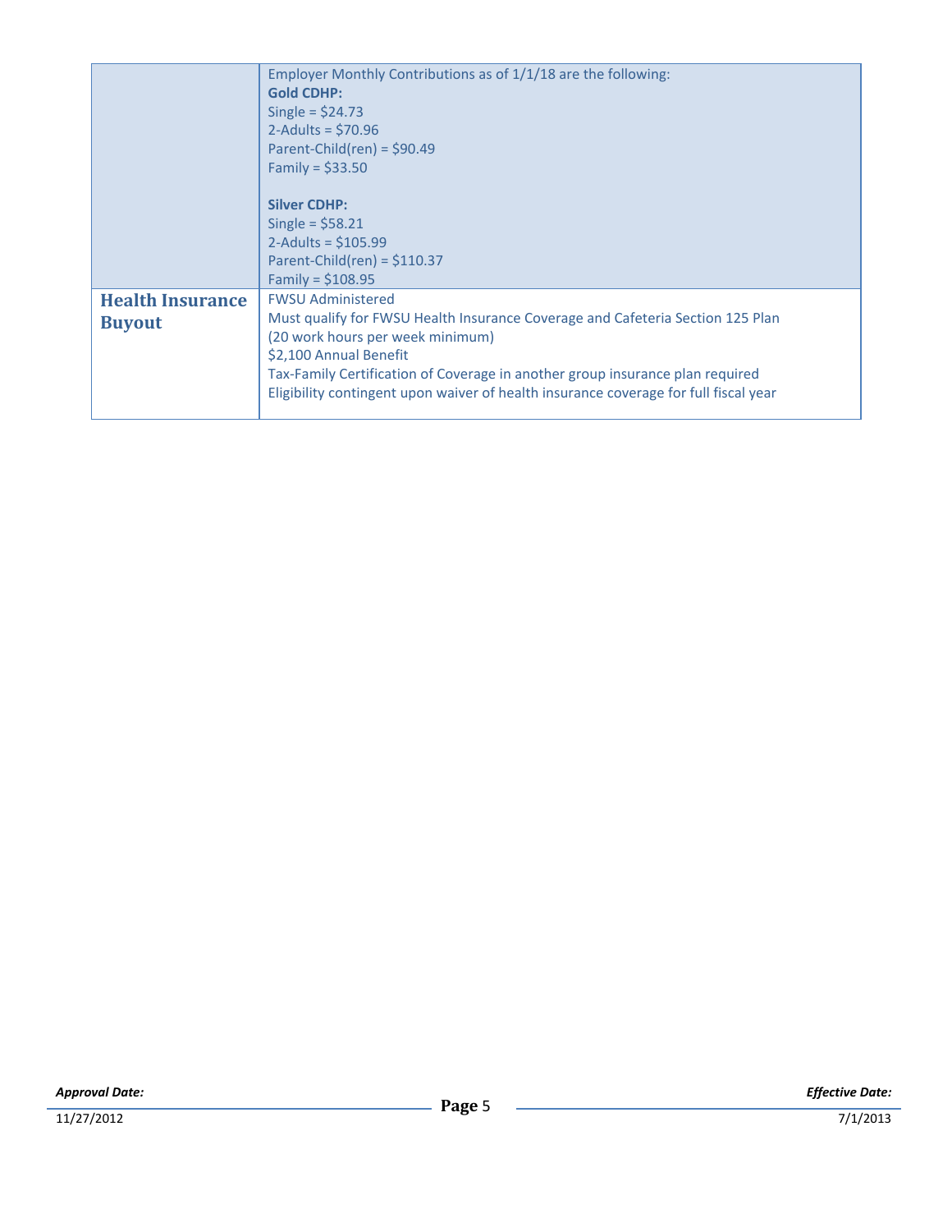| | |
|---|---|
| | Employer Monthly Contributions as of 1/1/18 are the following:<br>**Gold CDHP:**<br>Single = $24.73<br>2-Adults = $70.96<br>Parent-Child(ren) = $90.49<br>Family = $33.50<br><br>**Silver CDHP:**<br>Single = $58.21<br>2-Adults = $105.99<br>Parent-Child(ren) = $110.37<br>Family = $108.95 |
| **Health Insurance Buyout** | FWSU Administered<br>Must qualify for FWSU Health Insurance Coverage and Cafeteria Section 125 Plan (20 work hours per week minimum)<br>$2,100 Annual Benefit<br>Tax-Family Certification of Coverage in another group insurance plan required<br>Eligibility contingent upon waiver of health insurance coverage for full fiscal year |

***Approval Date:*** 11/27/2012

***Effective Date:*** 7/1/2013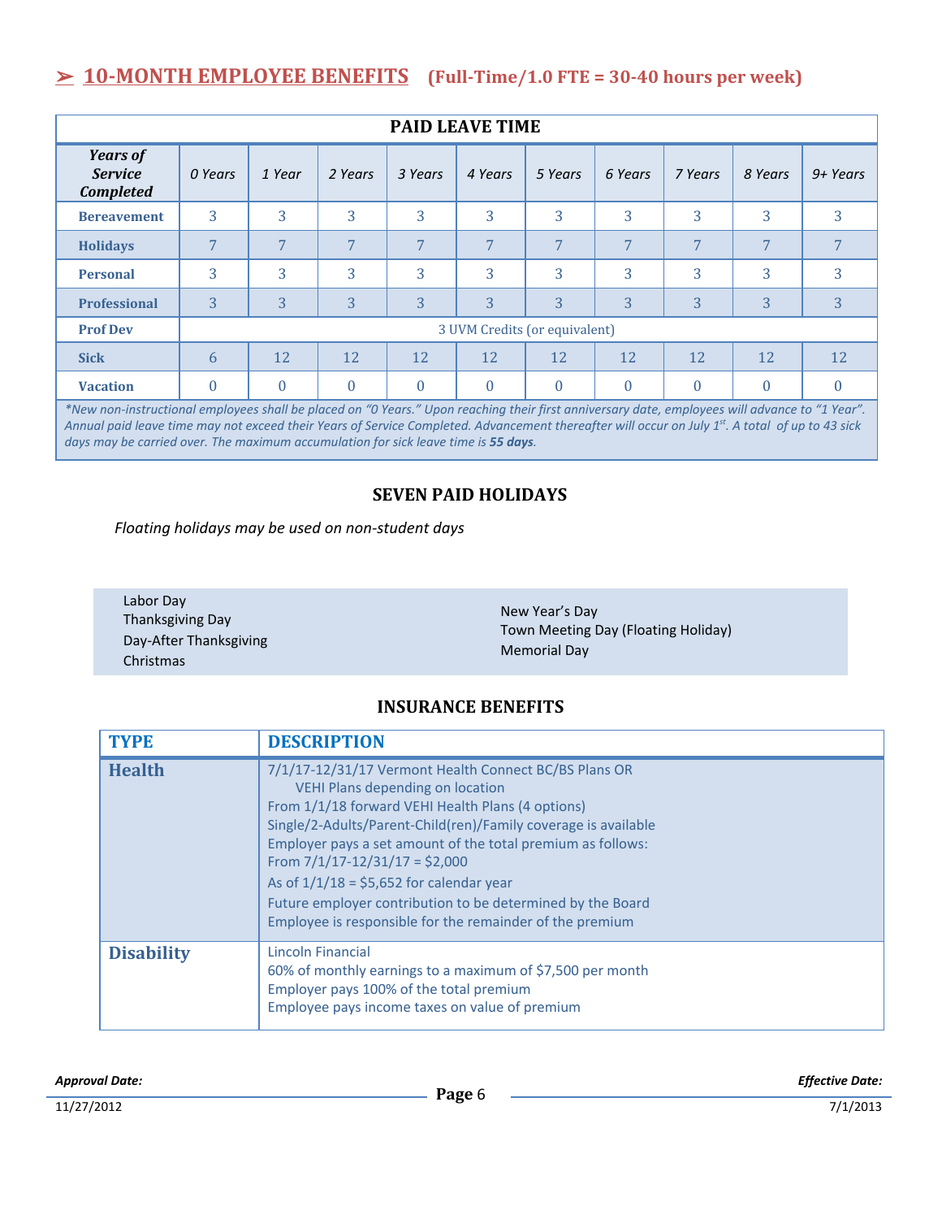## ➢ 10-MONTH EMPLOYEE BENEFITS (Full-Time/1.0 FTE = 30-40 hours per week)

| PAID LEAVE TIME | | | | | | | | | | |
|---|---|---|---|---|---|---|---|---|---|---|
| ***Years of Service Completed*** | *0 Years* | *1 Year* | *2 Years* | *3 Years* | *4 Years* | *5 Years* | *6 Years* | *7 Years* | *8 Years* | *9+ Years* |
| **Bereavement** | 3 | 3 | 3 | 3 | 3 | 3 | 3 | 3 | 3 | 3 |
| **Holidays** | 7 | 7 | 7 | 7 | 7 | 7 | 7 | 7 | 7 | 7 |
| **Personal** | 3 | 3 | 3 | 3 | 3 | 3 | 3 | 3 | 3 | 3 |
| **Professional** | 3 | 3 | 3 | 3 | 3 | 3 | 3 | 3 | 3 | 3 |
| **Prof Dev** | 3 UVM Credits (or equivalent) | | | | | | | | | |
| **Sick** | 6 | 12 | 12 | 12 | 12 | 12 | 12 | 12 | 12 | 12 |
| **Vacation** | 0 | 0 | 0 | 0 | 0 | 0 | 0 | 0 | 0 | 0 |

*\*New non-instructional employees shall be placed on "0 Years." Upon reaching their first anniversary date, employees will advance to "1 Year". Annual paid leave time may not exceed their Years of Service Completed. Advancement thereafter will occur on July 1st. A total of up to 43 sick days may be carried over. The maximum accumulation for sick leave time is **55 days**.*

### SEVEN PAID HOLIDAYS

*Floating holidays may be used on non-student days*

- Labor Day
- Thanksgiving Day
- Day-After Thanksgiving
- Christmas
- New Year's Day
- Town Meeting Day (Floating Holiday)
- Memorial Day

### INSURANCE BENEFITS

| TYPE | DESCRIPTION |
|---|---|
| **Health** | 7/1/17-12/31/17 Vermont Health Connect BC/BS Plans OR VEHI Plans depending on location<br>From 1/1/18 forward VEHI Health Plans (4 options)<br>Single/2-Adults/Parent-Child(ren)/Family coverage is available<br>Employer pays a set amount of the total premium as follows:<br>From 7/1/17-12/31/17 = $2,000<br>As of 1/1/18 = $5,652 for calendar year<br>Future employer contribution to be determined by the Board<br>Employee is responsible for the remainder of the premium |
| **Disability** | Lincoln Financial<br>60% of monthly earnings to a maximum of $7,500 per month<br>Employer pays 100% of the total premium<br>Employee pays income taxes on value of premium |

*Approval Date:* 11/27/2012

*Effective Date:* 7/1/2013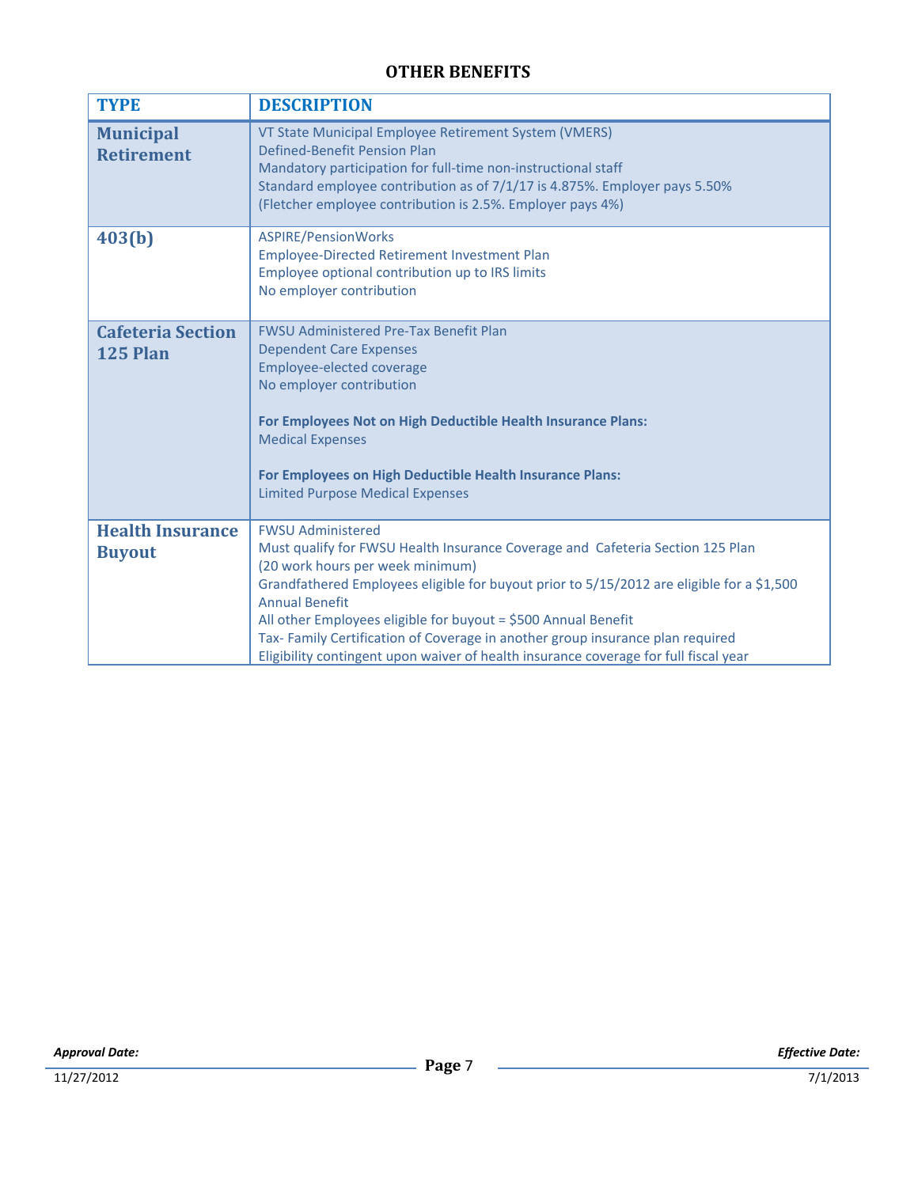## OTHER BENEFITS

| TYPE | DESCRIPTION |
|---|---|
| **Municipal Retirement** | VT State Municipal Employee Retirement System (VMERS)<br>Defined-Benefit Pension Plan<br>Mandatory participation for full-time non-instructional staff<br>Standard employee contribution as of 7/1/17 is 4.875%. Employer pays 5.50%<br>(Fletcher employee contribution is 2.5%. Employer pays 4%) |
| **403(b)** | ASPIRE/PensionWorks<br>Employee-Directed Retirement Investment Plan<br>Employee optional contribution up to IRS limits<br>No employer contribution |
| **Cafeteria Section 125 Plan** | FWSU Administered Pre-Tax Benefit Plan<br>Dependent Care Expenses<br>Employee-elected coverage<br>No employer contribution<br><br>**For Employees Not on High Deductible Health Insurance Plans:**<br>Medical Expenses<br><br>**For Employees on High Deductible Health Insurance Plans:**<br>Limited Purpose Medical Expenses |
| **Health Insurance Buyout** | FWSU Administered<br>Must qualify for FWSU Health Insurance Coverage and Cafeteria Section 125 Plan<br>(20 work hours per week minimum)<br>Grandfathered Employees eligible for buyout prior to 5/15/2012 are eligible for a $1,500 Annual Benefit<br>All other Employees eligible for buyout = $500 Annual Benefit<br>Tax- Family Certification of Coverage in another group insurance plan required<br>Eligibility contingent upon waiver of health insurance coverage for full fiscal year |

*Approval Date:* 11/27/2012

*Effective Date:* 7/1/2013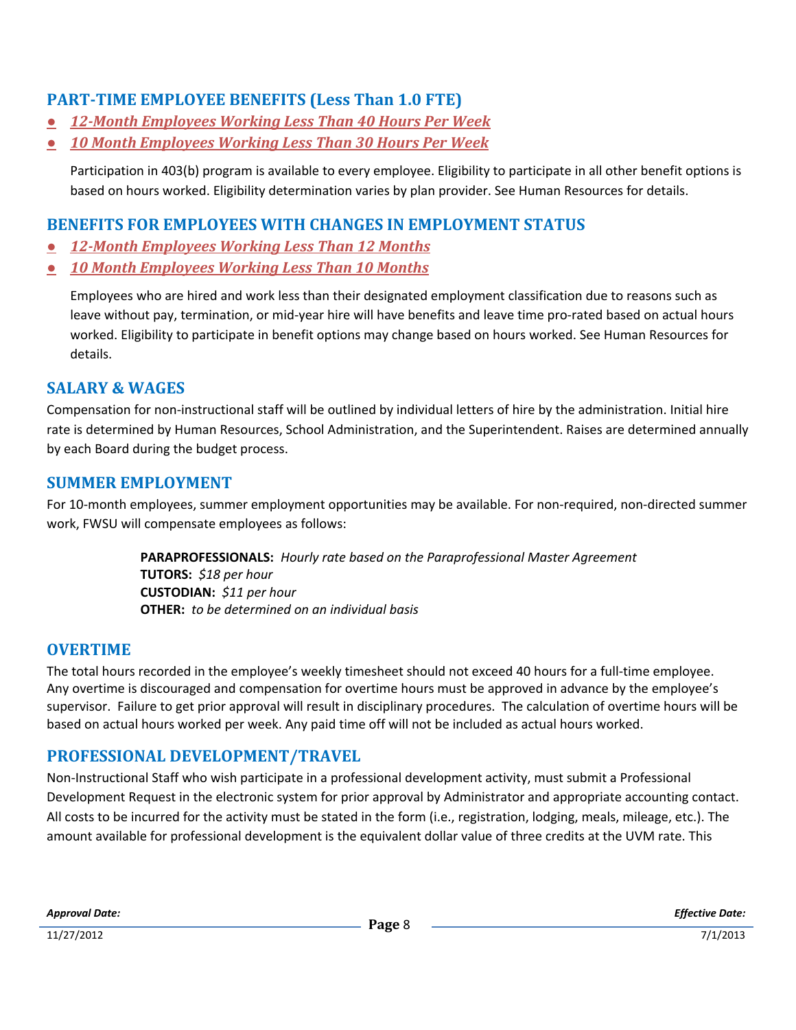## PART-TIME EMPLOYEE BENEFITS (Less Than 1.0 FTE)

- ***12-Month Employees Working Less Than 40 Hours Per Week***
- ***10 Month Employees Working Less Than 30 Hours Per Week***

Participation in 403(b) program is available to every employee. Eligibility to participate in all other benefit options is based on hours worked. Eligibility determination varies by plan provider. See Human Resources for details.

## BENEFITS FOR EMPLOYEES WITH CHANGES IN EMPLOYMENT STATUS

- ***12-Month Employees Working Less Than 12 Months***
- ***10 Month Employees Working Less Than 10 Months***

Employees who are hired and work less than their designated employment classification due to reasons such as leave without pay, termination, or mid-year hire will have benefits and leave time pro-rated based on actual hours worked. Eligibility to participate in benefit options may change based on hours worked. See Human Resources for details.

## SALARY & WAGES

Compensation for non-instructional staff will be outlined by individual letters of hire by the administration. Initial hire rate is determined by Human Resources, School Administration, and the Superintendent. Raises are determined annually by each Board during the budget process.

## SUMMER EMPLOYMENT

For 10-month employees, summer employment opportunities may be available. For non-required, non-directed summer work, FWSU will compensate employees as follows:

**PARAPROFESSIONALS:** *Hourly rate based on the Paraprofessional Master Agreement*
**TUTORS:** *$18 per hour*
**CUSTODIAN:** *$11 per hour*
**OTHER:** *to be determined on an individual basis*

## OVERTIME

The total hours recorded in the employee's weekly timesheet should not exceed 40 hours for a full-time employee. Any overtime is discouraged and compensation for overtime hours must be approved in advance by the employee's supervisor. Failure to get prior approval will result in disciplinary procedures. The calculation of overtime hours will be based on actual hours worked per week. Any paid time off will not be included as actual hours worked.

## PROFESSIONAL DEVELOPMENT/TRAVEL

Non-Instructional Staff who wish participate in a professional development activity, must submit a Professional Development Request in the electronic system for prior approval by Administrator and appropriate accounting contact. All costs to be incurred for the activity must be stated in the form (i.e., registration, lodging, meals, mileage, etc.). The amount available for professional development is the equivalent dollar value of three credits at the UVM rate. This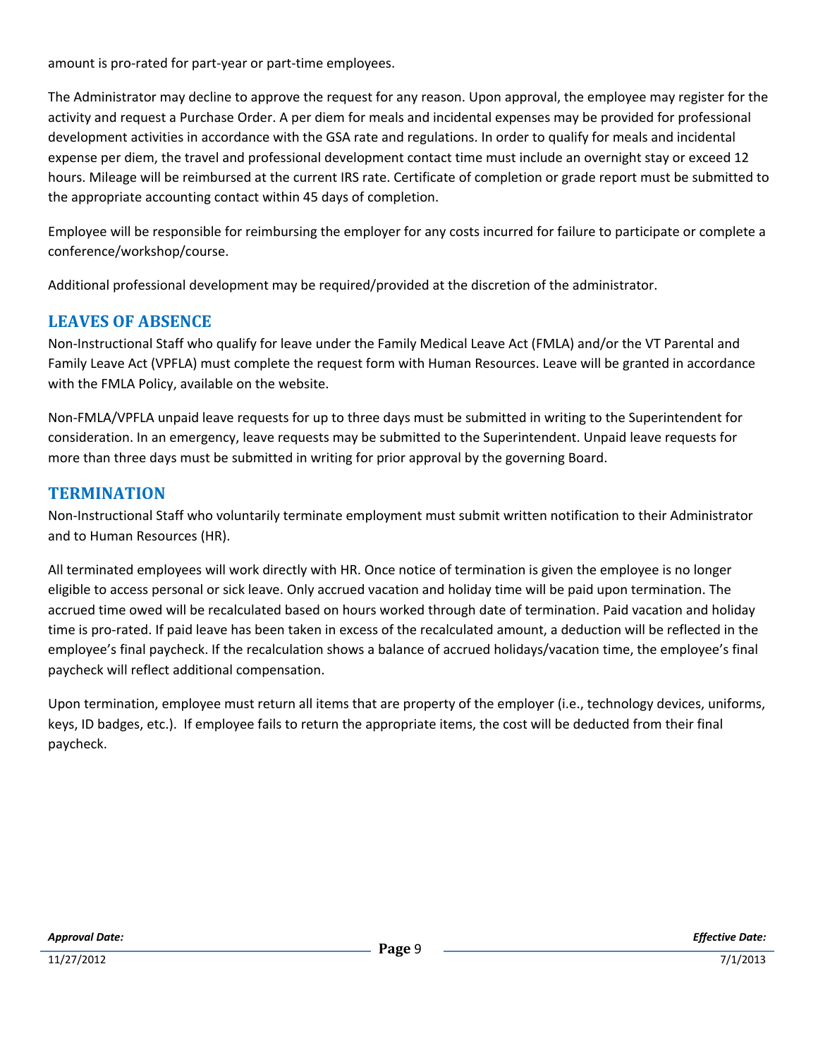amount is pro-rated for part-year or part-time employees.

The Administrator may decline to approve the request for any reason. Upon approval, the employee may register for the activity and request a Purchase Order. A per diem for meals and incidental expenses may be provided for professional development activities in accordance with the GSA rate and regulations. In order to qualify for meals and incidental expense per diem, the travel and professional development contact time must include an overnight stay or exceed 12 hours. Mileage will be reimbursed at the current IRS rate. Certificate of completion or grade report must be submitted to the appropriate accounting contact within 45 days of completion.

Employee will be responsible for reimbursing the employer for any costs incurred for failure to participate or complete a conference/workshop/course.

Additional professional development may be required/provided at the discretion of the administrator.

## LEAVES OF ABSENCE

Non-Instructional Staff who qualify for leave under the Family Medical Leave Act (FMLA) and/or the VT Parental and Family Leave Act (VPFLA) must complete the request form with Human Resources. Leave will be granted in accordance with the FMLA Policy, available on the website.

Non-FMLA/VPFLA unpaid leave requests for up to three days must be submitted in writing to the Superintendent for consideration. In an emergency, leave requests may be submitted to the Superintendent. Unpaid leave requests for more than three days must be submitted in writing for prior approval by the governing Board.

## TERMINATION

Non-Instructional Staff who voluntarily terminate employment must submit written notification to their Administrator and to Human Resources (HR).

All terminated employees will work directly with HR. Once notice of termination is given the employee is no longer eligible to access personal or sick leave. Only accrued vacation and holiday time will be paid upon termination. The accrued time owed will be recalculated based on hours worked through date of termination. Paid vacation and holiday time is pro-rated. If paid leave has been taken in excess of the recalculated amount, a deduction will be reflected in the employee's final paycheck. If the recalculation shows a balance of accrued holidays/vacation time, the employee's final paycheck will reflect additional compensation.

Upon termination, employee must return all items that are property of the employer (i.e., technology devices, uniforms, keys, ID badges, etc.). If employee fails to return the appropriate items, the cost will be deducted from their final paycheck.